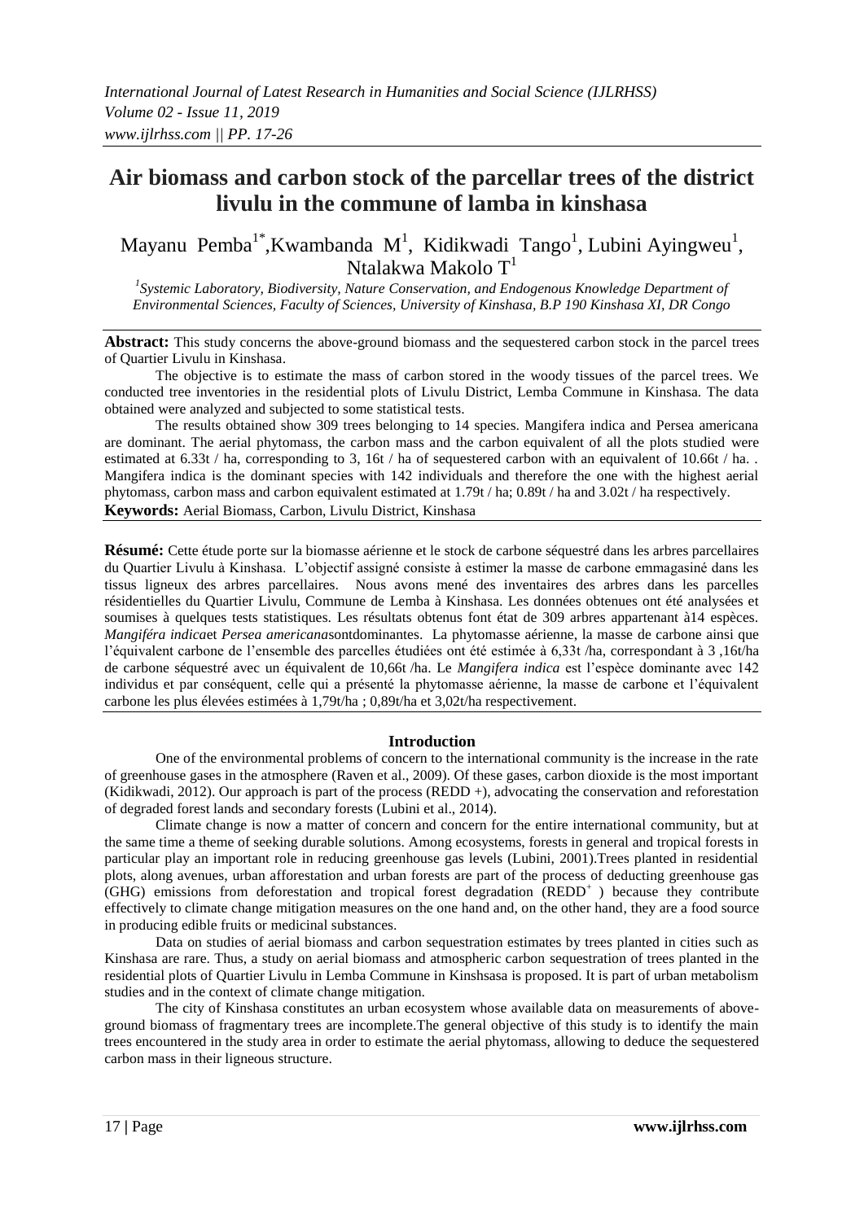# Air biomass and carbon stock of the parcellar trees of the district livulu in the commune of lamba in kinshasa

Mayanu Pemba[1*], Kwambanda M[1], Kidikwadi Tango[1], Lubini Ayingweu[1], Ntalakwa Makolo T[1]

[1]*Systemic Laboratory, Biodiversity, Nature Conservation, and Endogenous Knowledge Department of Environmental Sciences, Faculty of Sciences, University of Kinshasa, B.P 190 Kinshasa XI, DR Congo*

**Abstract:** This study concerns the above-ground biomass and the sequestered carbon stock in the parcel trees of Quartier Livulu in Kinshasa.

The objective is to estimate the mass of carbon stored in the woody tissues of the parcel trees. We conducted tree inventories in the residential plots of Livulu District, Lemba Commune in Kinshasa. The data obtained were analyzed and subjected to some statistical tests.

The results obtained show 309 trees belonging to 14 species. Mangifera indica and Persea americana are dominant. The aerial phytomass, the carbon mass and the carbon equivalent of all the plots studied were estimated at 6.33t / ha, corresponding to 3, 16t / ha of sequestered carbon with an equivalent of 10.66t / ha. . Mangifera indica is the dominant species with 142 individuals and therefore the one with the highest aerial phytomass, carbon mass and carbon equivalent estimated at 1.79t / ha; 0.89t / ha and 3.02t / ha respectively.

**Keywords:** Aerial Biomass, Carbon, Livulu District, Kinshasa

**Résumé:** Cette étude porte sur la biomasse aérienne et le stock de carbone séquestré dans les arbres parcellaires du Quartier Livulu à Kinshasa. L'objectif assigné consiste à estimer la masse de carbone emmagasiné dans les tissus ligneux des arbres parcellaires. Nous avons mené des inventaires des arbres dans les parcelles résidentielles du Quartier Livulu, Commune de Lemba à Kinshasa. Les données obtenues ont été analysées et soumises à quelques tests statistiques. Les résultats obtenus font état de 309 arbres appartenant à14 espèces. *Mangiféra indica*et *Persea americana*sontdominantes. La phytomasse aérienne, la masse de carbone ainsi que l'équivalent carbone de l'ensemble des parcelles étudiées ont été estimée à 6,33t /ha, correspondant à 3 ,16t/ha de carbone séquestré avec un équivalent de 10,66t /ha. Le *Mangifera indica* est l'espèce dominante avec 142 individus et par conséquent, celle qui a présenté la phytomasse aérienne, la masse de carbone et l'équivalent carbone les plus élevées estimées à 1,79t/ha ; 0,89t/ha et 3,02t/ha respectivement.

## Introduction

One of the environmental problems of concern to the international community is the increase in the rate of greenhouse gases in the atmosphere (Raven et al., 2009). Of these gases, carbon dioxide is the most important (Kidikwadi, 2012). Our approach is part of the process (REDD +), advocating the conservation and reforestation of degraded forest lands and secondary forests (Lubini et al., 2014).

Climate change is now a matter of concern and concern for the entire international community, but at the same time a theme of seeking durable solutions. Among ecosystems, forests in general and tropical forests in particular play an important role in reducing greenhouse gas levels (Lubini, 2001).Trees planted in residential plots, along avenues, urban afforestation and urban forests are part of the process of deducting greenhouse gas (GHG) emissions from deforestation and tropical forest degradation ($REDD^+$ ) because they contribute effectively to climate change mitigation measures on the one hand and, on the other hand, they are a food source in producing edible fruits or medicinal substances.

Data on studies of aerial biomass and carbon sequestration estimates by trees planted in cities such as Kinshasa are rare. Thus, a study on aerial biomass and atmospheric carbon sequestration of trees planted in the residential plots of Quartier Livulu in Lemba Commune in Kinshsasa is proposed. It is part of urban metabolism studies and in the context of climate change mitigation.

The city of Kinshasa constitutes an urban ecosystem whose available data on measurements of above-ground biomass of fragmentary trees are incomplete.The general objective of this study is to identify the main trees encountered in the study area in order to estimate the aerial phytomass, allowing to deduce the sequestered carbon mass in their ligneous structure.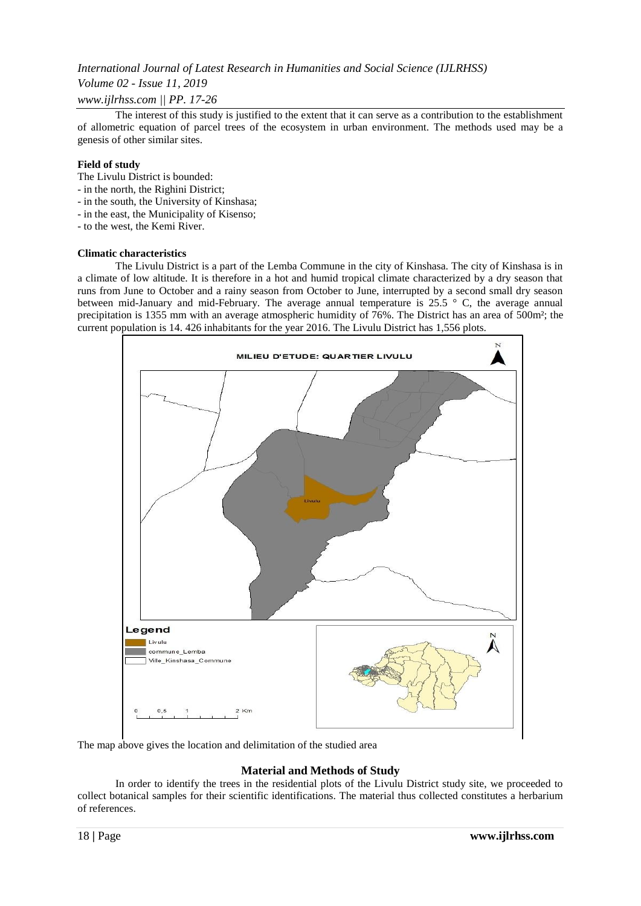The interest of this study is justified to the extent that it can serve as a contribution to the establishment of allometric equation of parcel trees of the ecosystem in urban environment. The methods used may be a genesis of other similar sites.

**Field of study**

The Livulu District is bounded:

- in the north, the Righini District;
- in the south, the University of Kinshasa;
- in the east, the Municipality of Kisenso;
- to the west, the Kemi River.

**Climatic characteristics**

The Livulu District is a part of the Lemba Commune in the city of Kinshasa. The city of Kinshasa is in a climate of low altitude. It is therefore in a hot and humid tropical climate characterized by a dry season that runs from June to October and a rainy season from October to June, interrupted by a second small dry season between mid-January and mid-February. The average annual temperature is 25.5 ° C, the average annual precipitation is 1355 mm with an average atmospheric humidity of 76%. The District has an area of 500m²; the current population is 14. 426 inhabitants for the year 2016. The Livulu District has 1,556 plots.

The map above gives the location and delimitation of the studied area

## Material and Methods of Study

In order to identify the trees in the residential plots of the Livulu District study site, we proceeded to collect botanical samples for their scientific identifications. The material thus collected constitutes a herbarium of references.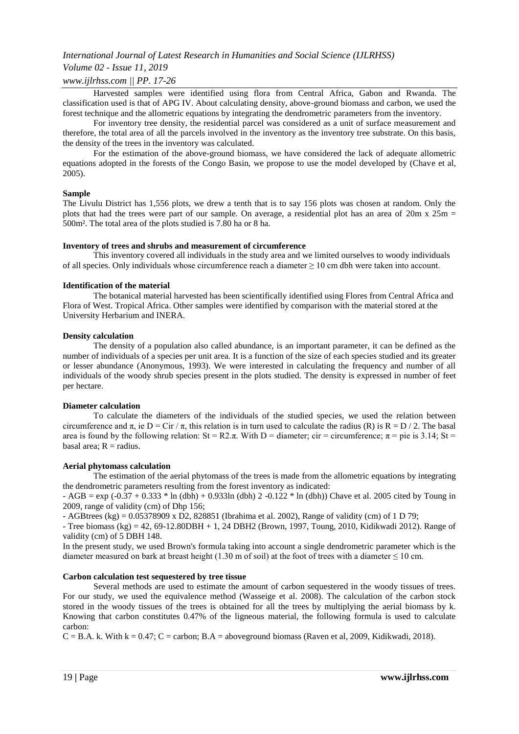Harvested samples were identified using flora from Central Africa, Gabon and Rwanda. The classification used is that of APG IV. About calculating density, above-ground biomass and carbon, we used the forest technique and the allometric equations by integrating the dendrometric parameters from the inventory.

For inventory tree density, the residential parcel was considered as a unit of surface measurement and therefore, the total area of all the parcels involved in the inventory as the inventory tree substrate. On this basis, the density of the trees in the inventory was calculated.

For the estimation of the above-ground biomass, we have considered the lack of adequate allometric equations adopted in the forests of the Congo Basin, we propose to use the model developed by (Chave et al, 2005).

**Sample**

The Livulu District has 1,556 plots, we drew a tenth that is to say 156 plots was chosen at random. Only the plots that had the trees were part of our sample. On average, a residential plot has an area of 20m x 25m = 500m². The total area of the plots studied is 7.80 ha or 8 ha.

**Inventory of trees and shrubs and measurement of circumference**

This inventory covered all individuals in the study area and we limited ourselves to woody individuals of all species. Only individuals whose circumference reach a diameter ≥ 10 cm dbh were taken into account.

**Identification of the material**

The botanical material harvested has been scientifically identified using Flores from Central Africa and Flora of West. Tropical Africa. Other samples were identified by comparison with the material stored at the University Herbarium and INERA.

**Density calculation**

The density of a population also called abundance, is an important parameter, it can be defined as the number of individuals of a species per unit area. It is a function of the size of each species studied and its greater or lesser abundance (Anonymous, 1993). We were interested in calculating the frequency and number of all individuals of the woody shrub species present in the plots studied. The density is expressed in number of feet per hectare.

**Diameter calculation**

To calculate the diameters of the individuals of the studied species, we used the relation between circumference and π, ie $D = Cir / \pi$, this relation is in turn used to calculate the radius (R) is $R = D / 2$. The basal area is found by the following relation: $St = R2.\pi$. With D = diameter; cir = circumference; π = pie is 3.14; St = basal area; R = radius.

**Aerial phytomass calculation**

The estimation of the aerial phytomass of the trees is made from the allometric equations by integrating the dendrometric parameters resulting from the forest inventory as indicated:

- AGB = exp (-0.37 + 0.333 * ln (dbh) + 0.933ln (dbh) 2 -0.122 * ln (dbh)) Chave et al. 2005 cited by Toung in 2009, range of validity (cm) of Dhp 156;
- AGBtrees (kg) = 0.05378909 x D2, 828851 (Ibrahima et al. 2002), Range of validity (cm) of 1 D 79;
- Tree biomass (kg) = 42, 69-12.80DBH + 1, 24 DBH2 (Brown, 1997, Toung, 2010, Kidikwadi 2012). Range of validity (cm) of 5 DBH 148.

In the present study, we used Brown's formula taking into account a single dendrometric parameter which is the diameter measured on bark at breast height (1.30 m of soil) at the foot of trees with a diameter ≤ 10 cm.

**Carbon calculation test sequestered by tree tissue**

Several methods are used to estimate the amount of carbon sequestered in the woody tissues of trees. For our study, we used the equivalence method (Wasseige et al. 2008). The calculation of the carbon stock stored in the woody tissues of the trees is obtained for all the trees by multiplying the aerial biomass by k. Knowing that carbon constitutes 0.47% of the ligneous material, the following formula is used to calculate carbon:

$C = B.A.\ k$. With $k = 0.47$; C = carbon; B.A = aboveground biomass (Raven et al, 2009, Kidikwadi, 2018).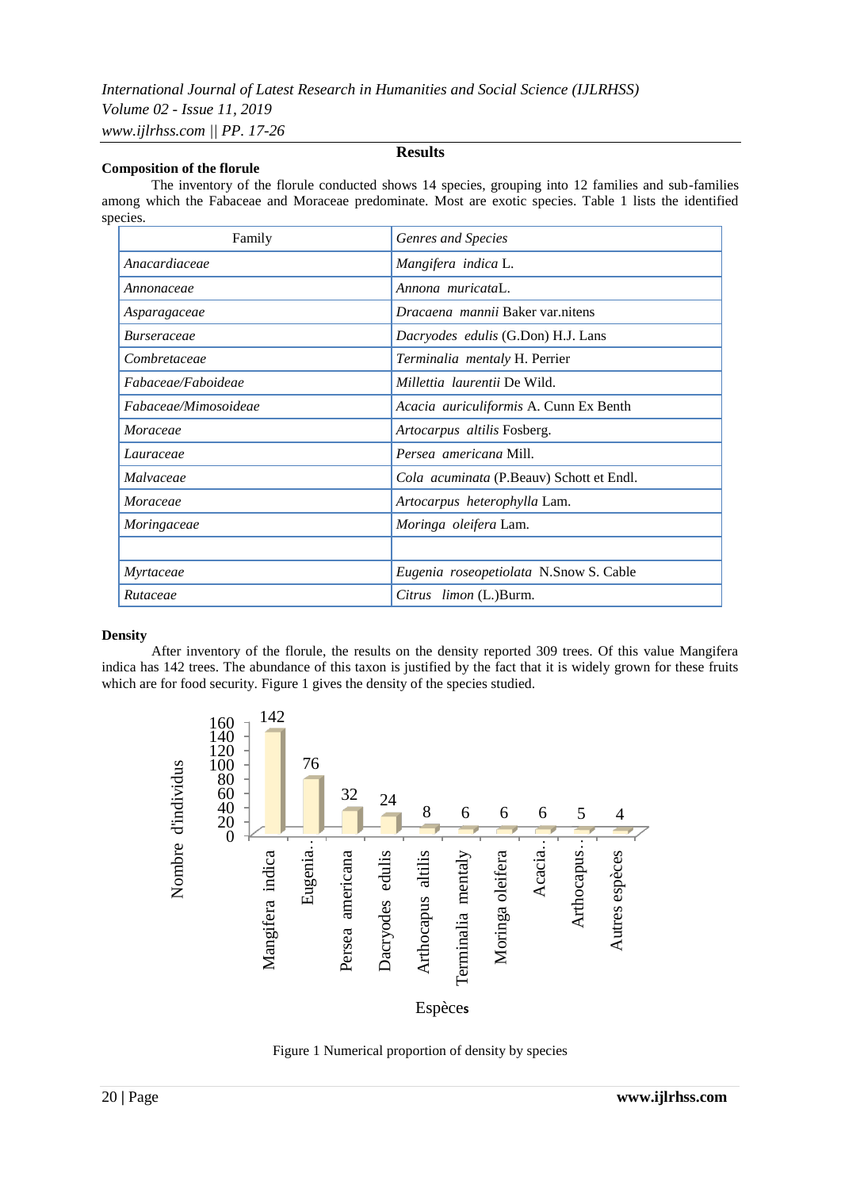## Results

### Composition of the florule

The inventory of the florule conducted shows 14 species, grouping into 12 families and sub-families among which the Fabaceae and Moraceae predominate. Most are exotic species. Table 1 lists the identified species.

| Family | *Genres and Species* |
|---|---|
| *Anacardiaceae* | *Mangifera indica* L. |
| *Annonaceae* | *Annona muricata*L. |
| *Asparagaceae* | *Dracaena mannii* Baker var.nitens |
| *Burseraceae* | *Dacryodes edulis* (G.Don) H.J. Lans |
| *Combretaceae* | *Terminalia mentaly* H. Perrier |
| *Fabaceae/Faboideae* | *Millettia laurentii* De Wild. |
| *Fabaceae/Mimosoideae* | *Acacia auriculiformis* A. Cunn Ex Benth |
| *Moraceae* | *Artocarpus altilis* Fosberg. |
| *Lauraceae* | *Persea americana* Mill. |
| *Malvaceae* | *Cola acuminata* (P.Beauv) Schott et Endl. |
| *Moraceae* | *Artocarpus heterophylla* Lam. |
| *Moringaceae* | *Moringa oleifera* Lam. |
| | |
| *Myrtaceae* | *Eugenia roseopetiolata* N.Snow S. Cable |
| *Rutaceae* | *Citrus limon* (L.)Burm. |

### Density

After inventory of the florule, the results on the density reported 309 trees. Of this value Mangifera indica has 142 trees. The abundance of this taxon is justified by the fact that it is widely grown for these fruits which are for food security. Figure 1 gives the density of the species studied.

| Espèces | Nombre d'individus |
|---|---|
| Mangifera indica | 142 |
| Eugenia.. | 76 |
| Persea americana | 32 |
| Dacryodes edulis | 24 |
| Arthocapus altilis | 8 |
| Terminalia mentaly | 6 |
| Moringa oleifera | 6 |
| Acacia.. | 6 |
| Arthocapus.. | 5 |
| Autres espèces | 4 |

Figure 1 Numerical proportion of density by species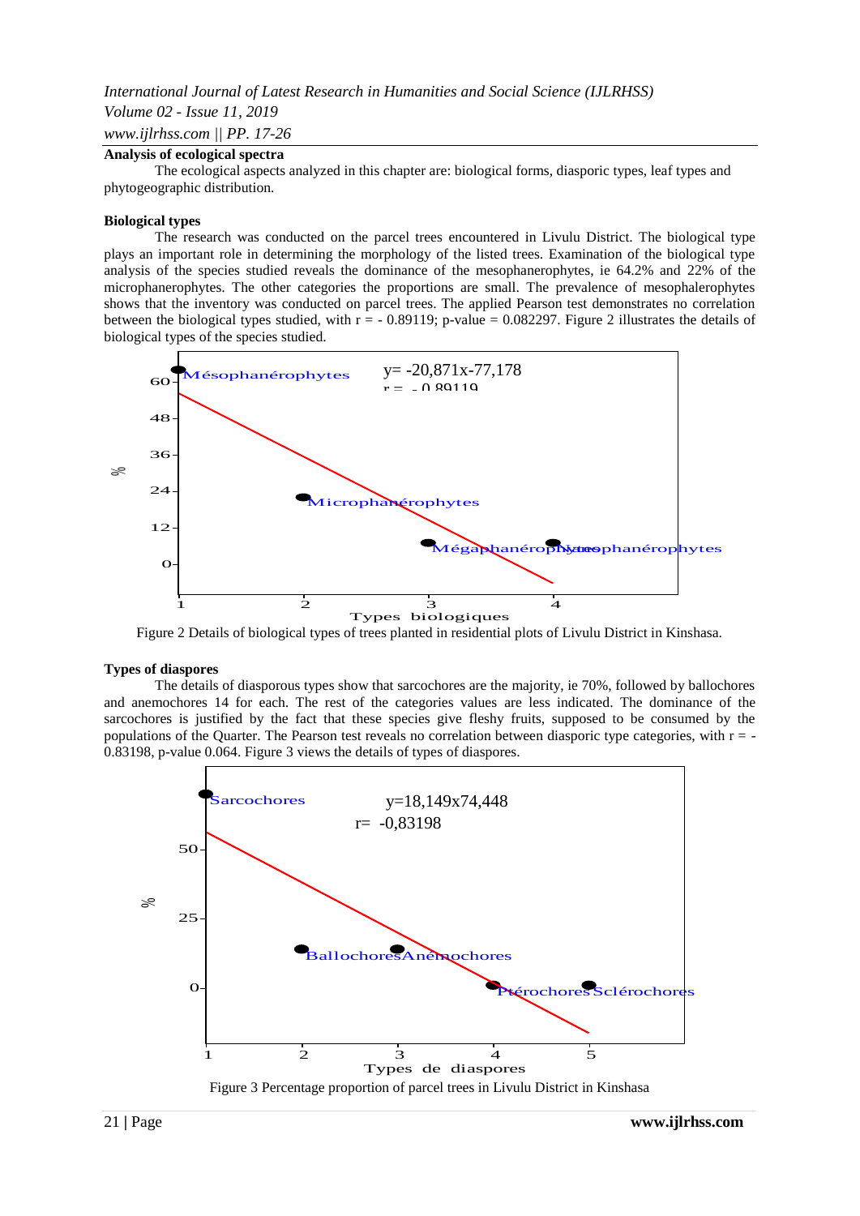**Analysis of ecological spectra**

The ecological aspects analyzed in this chapter are: biological forms, diasporic types, leaf types and phytogeographic distribution.

**Biological types**

The research was conducted on the parcel trees encountered in Livulu District. The biological type plays an important role in determining the morphology of the listed trees. Examination of the biological type analysis of the species studied reveals the dominance of the mesophanerophytes, ie 64.2% and 22% of the microphanerophytes. The other categories the proportions are small. The prevalence of mesophalerophytes shows that the inventory was conducted on parcel trees. The applied Pearson test demonstrates no correlation between the biological types studied, with r = - 0.89119; p-value = 0.082297. Figure 2 illustrates the details of biological types of the species studied.

Figure 2 Details of biological types of trees planted in residential plots of Livulu District in Kinshasa.

**Types of diaspores**

The details of diasporous types show that sarcochores are the majority, ie 70%, followed by ballochores and anemochores 14 for each. The rest of the categories values are less indicated. The dominance of the sarcochores is justified by the fact that these species give fleshy fruits, supposed to be consumed by the populations of the Quarter. The Pearson test reveals no correlation between diasporic type categories, with r = -0.83198, p-value 0.064. Figure 3 views the details of types of diaspores.

Figure 3 Percentage proportion of parcel trees in Livulu District in Kinshasa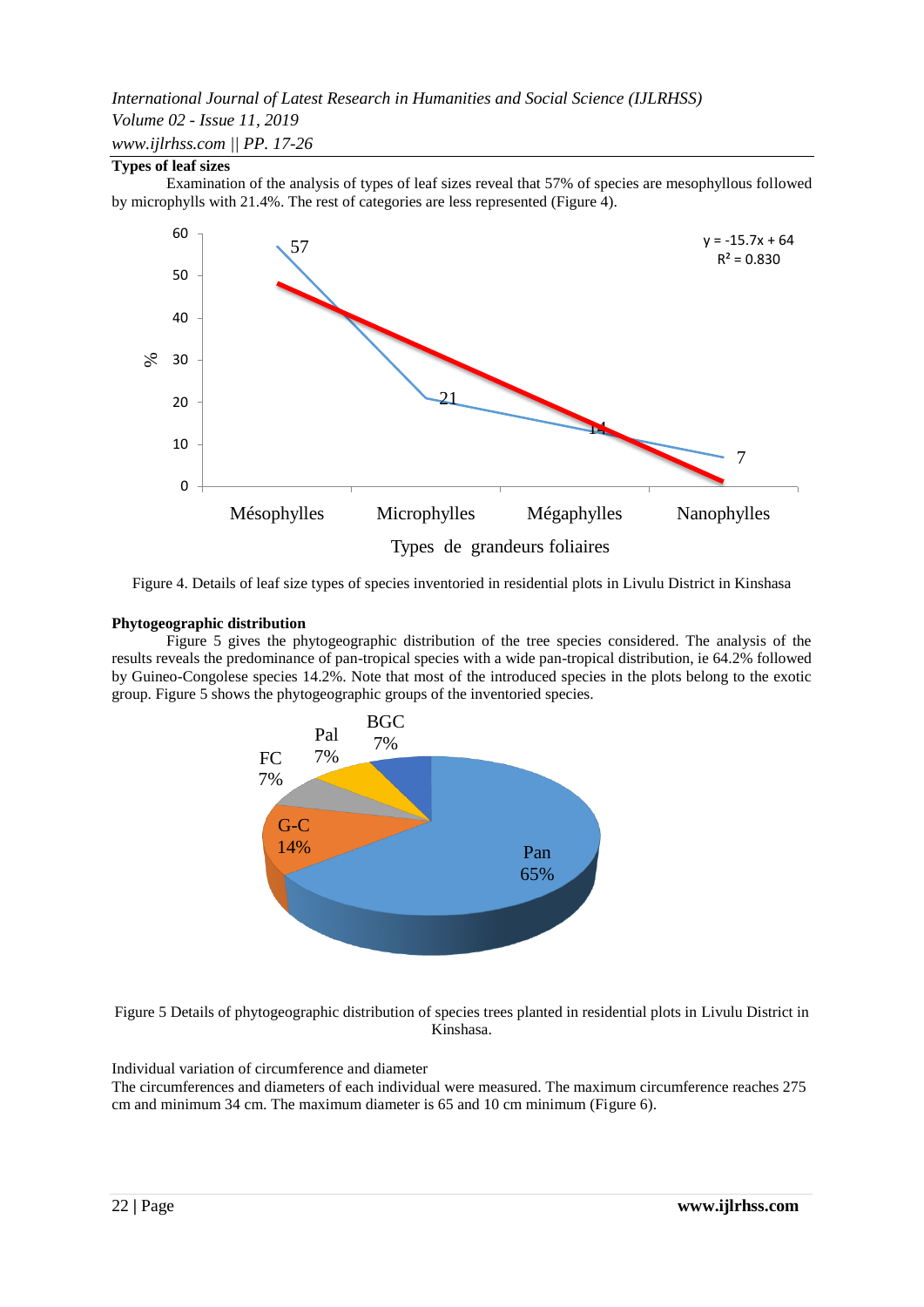**Types of leaf sizes**

Examination of the analysis of types of leaf sizes reveal that 57% of species are mesophyllous followed by microphylls with 21.4%. The rest of categories are less represented (Figure 4).

Figure 4. Details of leaf size types of species inventoried in residential plots in Livulu District in Kinshasa

**Phytogeographic distribution**

Figure 5 gives the phytogeographic distribution of the tree species considered. The analysis of the results reveals the predominance of pan-tropical species with a wide pan-tropical distribution, ie 64.2% followed by Guineo-Congolese species 14.2%. Note that most of the introduced species in the plots belong to the exotic group. Figure 5 shows the phytogeographic groups of the inventoried species.

Figure 5 Details of phytogeographic distribution of species trees planted in residential plots in Livulu District in Kinshasa.

Individual variation of circumference and diameter

The circumferences and diameters of each individual were measured. The maximum circumference reaches 275 cm and minimum 34 cm. The maximum diameter is 65 and 10 cm minimum (Figure 6).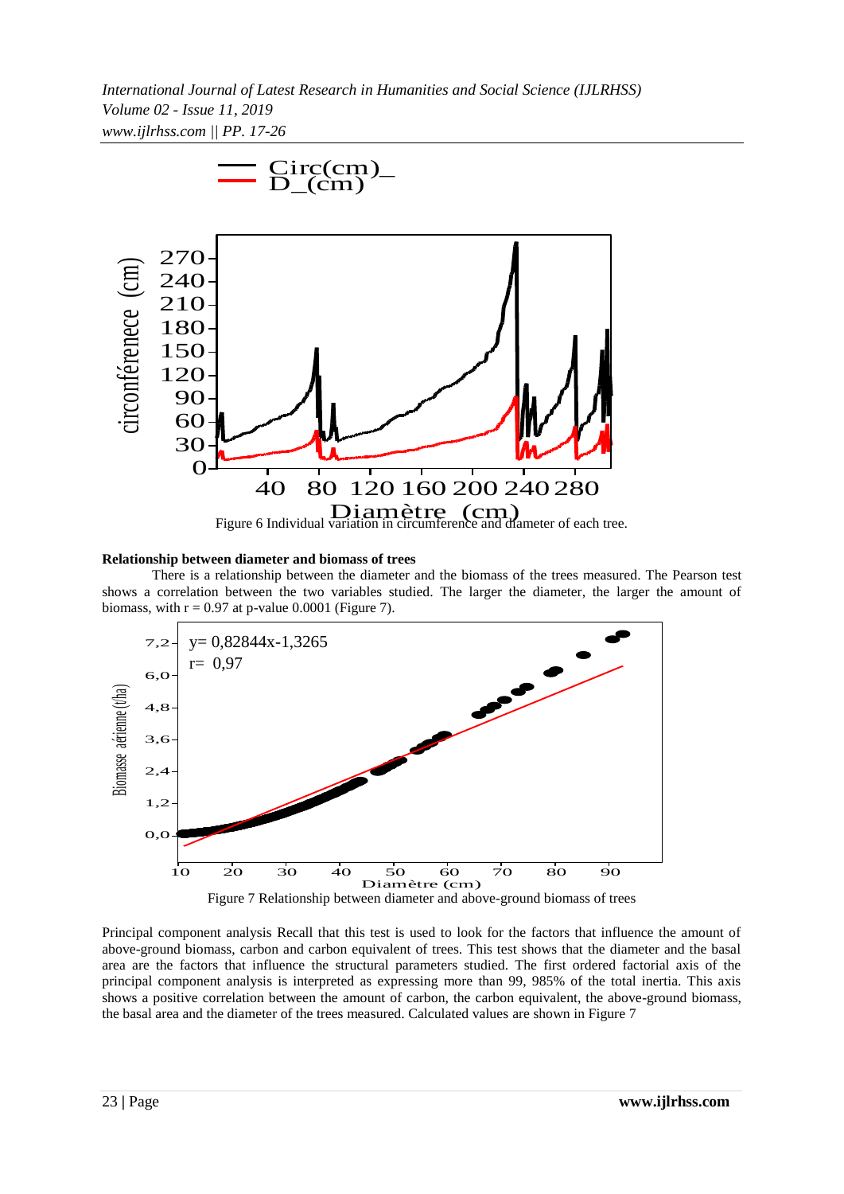Figure 6 Individual variation in circumference and diameter of each tree.

**Relationship between diameter and biomass of trees**

There is a relationship between the diameter and the biomass of the trees measured. The Pearson test shows a correlation between the two variables studied. The larger the diameter, the larger the amount of biomass, with $r = 0.97$ at p-value 0.0001 (Figure 7).

Figure 7 Relationship between diameter and above-ground biomass of trees

Principal component analysis Recall that this test is used to look for the factors that influence the amount of above-ground biomass, carbon and carbon equivalent of trees. This test shows that the diameter and the basal area are the factors that influence the structural parameters studied. The first ordered factorial axis of the principal component analysis is interpreted as expressing more than 99, 985% of the total inertia. This axis shows a positive correlation between the amount of carbon, the carbon equivalent, the above-ground biomass, the basal area and the diameter of the trees measured. Calculated values are shown in Figure 7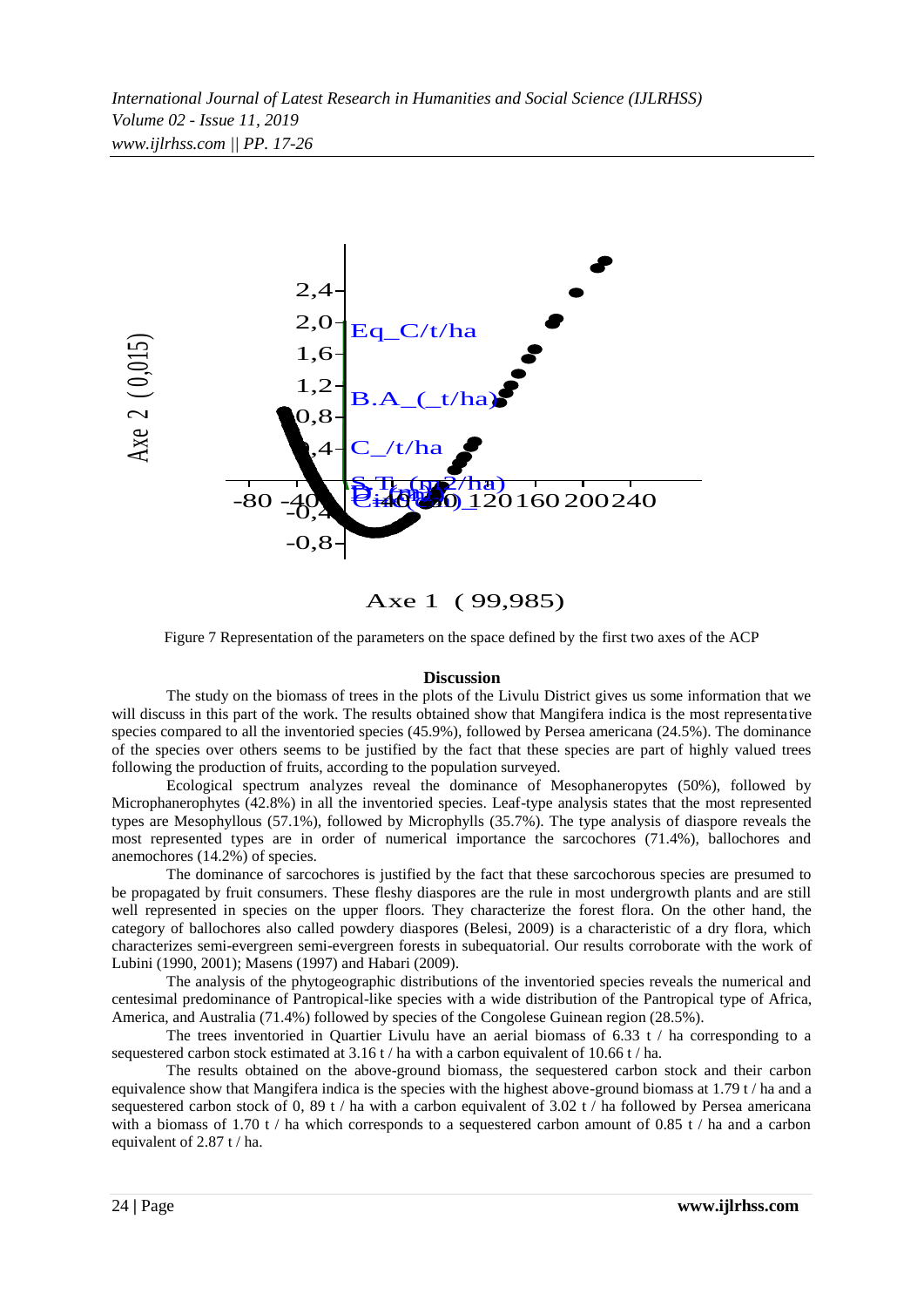Figure 7 Representation of the parameters on the space defined by the first two axes of the ACP

## Discussion

The study on the biomass of trees in the plots of the Livulu District gives us some information that we will discuss in this part of the work. The results obtained show that Mangifera indica is the most representative species compared to all the inventoried species (45.9%), followed by Persea americana (24.5%). The dominance of the species over others seems to be justified by the fact that these species are part of highly valued trees following the production of fruits, according to the population surveyed.

Ecological spectrum analyzes reveal the dominance of Mesophaneropytes (50%), followed by Microphanerophytes (42.8%) in all the inventoried species. Leaf-type analysis states that the most represented types are Mesophyllous (57.1%), followed by Microphylls (35.7%). The type analysis of diaspore reveals the most represented types are in order of numerical importance the sarcochores (71.4%), ballochores and anemochores (14.2%) of species.

The dominance of sarcochores is justified by the fact that these sarcochorous species are presumed to be propagated by fruit consumers. These fleshy diaspores are the rule in most undergrowth plants and are still well represented in species on the upper floors. They characterize the forest flora. On the other hand, the category of ballochores also called powdery diaspores (Belesi, 2009) is a characteristic of a dry flora, which characterizes semi-evergreen semi-evergreen forests in subequatorial. Our results corroborate with the work of Lubini (1990, 2001); Masens (1997) and Habari (2009).

The analysis of the phytogeographic distributions of the inventoried species reveals the numerical and centesimal predominance of Pantropical-like species with a wide distribution of the Pantropical type of Africa, America, and Australia (71.4%) followed by species of the Congolese Guinean region (28.5%).

The trees inventoried in Quartier Livulu have an aerial biomass of 6.33 t / ha corresponding to a sequestered carbon stock estimated at 3.16 t / ha with a carbon equivalent of 10.66 t / ha.

The results obtained on the above-ground biomass, the sequestered carbon stock and their carbon equivalence show that Mangifera indica is the species with the highest above-ground biomass at 1.79 t / ha and a sequestered carbon stock of 0, 89 t / ha with a carbon equivalent of 3.02 t / ha followed by Persea americana with a biomass of 1.70 t / ha which corresponds to a sequestered carbon amount of 0.85 t / ha and a carbon equivalent of 2.87 t / ha.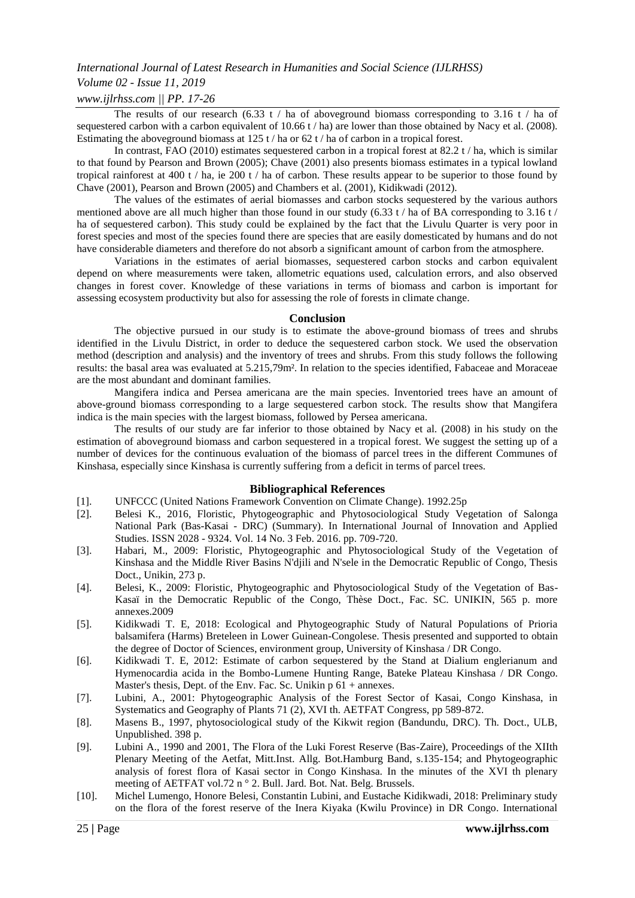The results of our research (6.33 t / ha of aboveground biomass corresponding to 3.16 t / ha of sequestered carbon with a carbon equivalent of 10.66 t / ha) are lower than those obtained by Nacy et al. (2008). Estimating the aboveground biomass at 125 t / ha or 62 t / ha of carbon in a tropical forest.

In contrast, FAO (2010) estimates sequestered carbon in a tropical forest at 82.2 t / ha, which is similar to that found by Pearson and Brown (2005); Chave (2001) also presents biomass estimates in a typical lowland tropical rainforest at 400 t / ha, ie 200 t / ha of carbon. These results appear to be superior to those found by Chave (2001), Pearson and Brown (2005) and Chambers et al. (2001), Kidikwadi (2012).

The values of the estimates of aerial biomasses and carbon stocks sequestered by the various authors mentioned above are all much higher than those found in our study (6.33 t / ha of BA corresponding to 3.16 t / ha of sequestered carbon). This study could be explained by the fact that the Livulu Quarter is very poor in forest species and most of the species found there are species that are easily domesticated by humans and do not have considerable diameters and therefore do not absorb a significant amount of carbon from the atmosphere.

Variations in the estimates of aerial biomasses, sequestered carbon stocks and carbon equivalent depend on where measurements were taken, allometric equations used, calculation errors, and also observed changes in forest cover. Knowledge of these variations in terms of biomass and carbon is important for assessing ecosystem productivity but also for assessing the role of forests in climate change.

## Conclusion

The objective pursued in our study is to estimate the above-ground biomass of trees and shrubs identified in the Livulu District, in order to deduce the sequestered carbon stock. We used the observation method (description and analysis) and the inventory of trees and shrubs. From this study follows the following results: the basal area was evaluated at 5.215,79m². In relation to the species identified, Fabaceae and Moraceae are the most abundant and dominant families.

Mangifera indica and Persea americana are the main species. Inventoried trees have an amount of above-ground biomass corresponding to a large sequestered carbon stock. The results show that Mangifera indica is the main species with the largest biomass, followed by Persea americana.

The results of our study are far inferior to those obtained by Nacy et al. (2008) in his study on the estimation of aboveground biomass and carbon sequestered in a tropical forest. We suggest the setting up of a number of devices for the continuous evaluation of the biomass of parcel trees in the different Communes of Kinshasa, especially since Kinshasa is currently suffering from a deficit in terms of parcel trees.

## Bibliographical References

[1]. UNFCCC (United Nations Framework Convention on Climate Change). 1992.25p

[2]. Belesi K., 2016, Floristic, Phytogeographic and Phytosociological Study Vegetation of Salonga National Park (Bas-Kasai - DRC) (Summary). In International Journal of Innovation and Applied Studies. ISSN 2028 - 9324. Vol. 14 No. 3 Feb. 2016. pp. 709-720.

[3]. Habari, M., 2009: Floristic, Phytogeographic and Phytosociological Study of the Vegetation of Kinshasa and the Middle River Basins N'djili and N'sele in the Democratic Republic of Congo, Thesis Doct., Unikin, 273 p.

[4]. Belesi, K., 2009: Floristic, Phytogeographic and Phytosociological Study of the Vegetation of Bas-Kasaï in the Democratic Republic of the Congo, Thèse Doct., Fac. SC. UNIKIN, 565 p. more annexes.2009

[5]. Kidikwadi T. E, 2018: Ecological and Phytogeographic Study of Natural Populations of Prioria balsamifera (Harms) Breteleen in Lower Guinean-Congolese. Thesis presented and supported to obtain the degree of Doctor of Sciences, environment group, University of Kinshasa / DR Congo.

[6]. Kidikwadi T. E, 2012: Estimate of carbon sequestered by the Stand at Dialium englerianum and Hymenocardia acida in the Bombo-Lumene Hunting Range, Bateke Plateau Kinshasa / DR Congo. Master's thesis, Dept. of the Env. Fac. Sc. Unikin p 61 + annexes.

[7]. Lubini, A., 2001: Phytogeographic Analysis of the Forest Sector of Kasai, Congo Kinshasa, in Systematics and Geography of Plants 71 (2), XVI th. AETFAT Congress, pp 589-872.

[8]. Masens B., 1997, phytosociological study of the Kikwit region (Bandundu, DRC). Th. Doct., ULB, Unpublished. 398 p.

[9]. Lubini A., 1990 and 2001, The Flora of the Luki Forest Reserve (Bas-Zaire), Proceedings of the XIIth Plenary Meeting of the Aetfat, Mitt.Inst. Allg. Bot.Hamburg Band, s.135-154; and Phytogeographic analysis of forest flora of Kasai sector in Congo Kinshasa. In the minutes of the XVI th plenary meeting of AETFAT vol.72 n ° 2. Bull. Jard. Bot. Nat. Belg. Brussels.

[10]. Michel Lumengo, Honore Belesi, Constantin Lubini, and Eustache Kidikwadi, 2018: Preliminary study on the flora of the forest reserve of the Inera Kiyaka (Kwilu Province) in DR Congo. International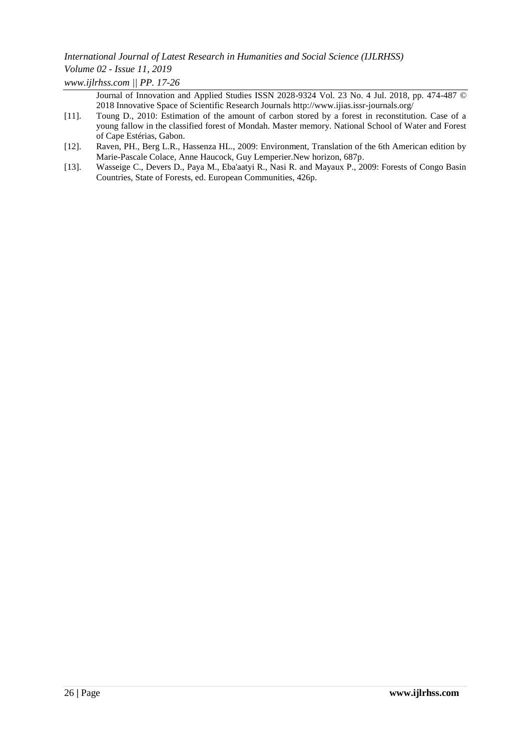Journal of Innovation and Applied Studies ISSN 2028-9324 Vol. 23 No. 4 Jul. 2018, pp. 474-487 © 2018 Innovative Space of Scientific Research Journals http://www.ijias.issr-journals.org/

[11]. Toung D., 2010: Estimation of the amount of carbon stored by a forest in reconstitution. Case of a young fallow in the classified forest of Mondah. Master memory. National School of Water and Forest of Cape Estérias, Gabon.

[12]. Raven, PH., Berg L.R., Hassenza HL., 2009: Environment, Translation of the 6th American edition by Marie-Pascale Colace, Anne Haucock, Guy Lemperier.New horizon, 687p.

[13]. Wasseige C., Devers D., Paya M., Eba'aatyi R., Nasi R. and Mayaux P., 2009: Forests of Congo Basin Countries, State of Forests, ed. European Communities, 426p.